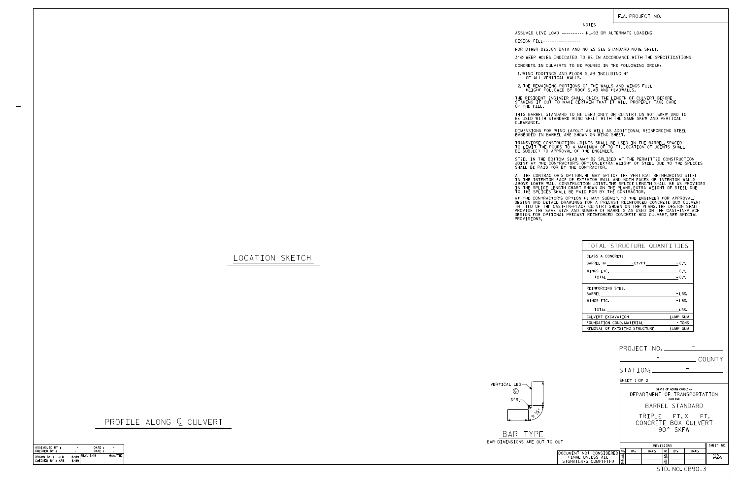F.A. PROJECT NO.

## NOTES

ASSUMED LIVE LOAD ---------- HL-93 OR ALTERNATE LOADING.

DESIGN FILL-----------------

FOR OTHER DESIGN DATA AND NOTES SEE STANDARD NOTE SHEET.

3" Ø WEEP HOLES INDICATED TO BE IN ACCORDANCE WITH THE SPECIFICATIONS.

CONCRETE IN CULVERTS TO BE POURED IN THE FOLLOWING ORDER:

1. WING FOOTINGS AND FLOOR SLAB INCLUDING 4" OF ALL VERTICAL WALLS.
2. THE REMAINING PORTIONS OF THE WALLS AND WINGS FULL HEIGHT FOLLOWED BY ROOF SLAB AND HEADWALLS.

THE RESIDENT ENGINEER SHALL CHECK THE LENGTH OF CULVERT BEFORE STAKING IT OUT TO MAKE CERTAIN THAT IT WILL PROPERLY TAKE CARE OF THE FILL.

THIS BARREL STANDARD TO BE USED ONLY ON CULVERT ON 90° SKEW AND TO BE USED WITH STANDARD WING SHEET WITH THE SAME SKEW AND VERTICAL CLEARANCE.

DIMENSIONS FOR WING LAYOUT AS WELL AS ADDITIONAL REINFORCING STEEL EMBEDDED IN BARREL ARE SHOWN ON WING SHEET.

TRANSVERSE CONSTRUCTION JOINTS SHALL BE USED IN THE BARREL, SPACED TO LIMIT THE POURS TO A MAXIMUM OF 70 FT. LOCATION OF JOINTS SHALL BE SUBJECT TO APPROVAL OF THE ENGINEER.

STEEL IN THE BOTTOM SLAB MAY BE SPLICED AT THE PERMITTED CONSTRUCTION JOINT AT THE CONTRACTOR'S OPTION. EXTRA WEIGHT OF STEEL DUE TO THE SPLICES SHALL BE PAID FOR BY THE CONTRACTOR.

AT THE CONTRACTOR'S OPTION, HE MAY SPLICE THE VERTICAL REINFORCING STEEL IN THE INTERIOR FACE OF EXTERIOR WALL AND BOTH FACES OF INTERIOR WALLS ABOVE LOWER WALL CONSTRUCTION JOINT. THE SPLICE LENGTH SHALL BE AS PROVIDED IN THE SPLICE LENGTH CHART SHOWN ON THE PLANS. EXTRA WEIGHT OF STEEL DUE TO THE SPLICES SHALL BE PAID FOR BY THE CONTRACTOR.

AT THE CONTRACTOR'S OPTION HE MAY SUBMIT, TO THE ENGINEER FOR APPROVAL, DESIGN AND DETAIL DRAWINGS FOR A PRECAST REINFORCED CONCRETE BOX CULVERT IN LIEU OF THE CAST-IN-PLACE CULVERT SHOWN ON THE PLANS. THE DESIGN SHALL PROVIDE THE SAME SIZE AND NUMBER OF BARRELS AS USED ON THE CAST-IN-PLACE DESIGN. FOR OPTIONAL PRECAST REINFORCED CONCRETE BOX CULVERT, SEE SPECIAL PROVISIONS.

## LOCATION SKETCH

## TOTAL STRUCTURE QUANTITIES

| Item | Quantity |
|---|---|
| CLASS A CONCRETE | |
| BARREL @ ______ - CY/FT | - C.Y. |
| WINGS ETC. | - C.Y. |
| TOTAL | - C.Y. |
| REINFORCING STEEL | |
| BARREL | - LBS. |
| WINGS ETC. | - LBS. |
| TOTAL | - LBS. |
| CULVERT EXCAVATION | LUMP SUM |
| FOUNDATION COND. MATERIAL | - TONS |
| REMOVAL OF EXISTING STRUCTURE | LUMP SUM |

PROJECT NO. -

\- COUNTY

STATION: -

## PROFILE ALONG ℄ CULVERT

VERTICAL LEG
(6)
6" R.
9 1/2"

## BAR TYPE

BAR DIMENSIONS ARE OUT TO OUT

SHEET 1 OF 2

STATE OF NORTH CAROLINA
DEPARTMENT OF TRANSPORTATION
RALEIGH

BARREL STANDARD

TRIPLE FT. X FT.
CONCRETE BOX CULVERT
90° SKEW

| NO. | BY: | DATE: | NO. | BY: | DATE: |
|---|---|---|---|---|---|
| REVISIONS | | | | | |
| 1 | | | 3 | | |
| 2 | | | 4 | | |

SHEET NO.

TOTAL SHEETS

DOCUMENT NOT CONSIDERED FINAL UNLESS ALL SIGNATURES COMPLETED

| | | | |
|---|---|---|---|
| ASSEMBLED BY : - | | DATE : - | |
| CHECKED BY : - | | DATE : - | |
| DRAWN BY : JEM | 8/89 | REV. 6/19 | MAA/THC |
| CHECKED BY : ARB | 8/89 | | |

STD. NO. CB90_3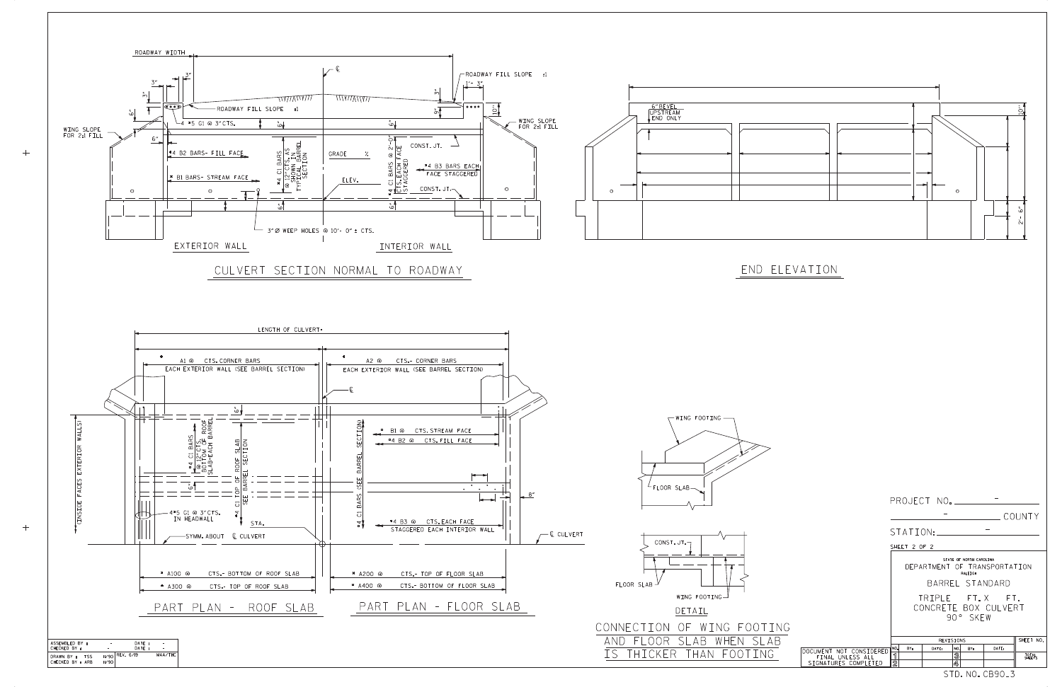## CULVERT SECTION NORMAL TO ROADWAY

ROADWAY WIDTH

ROADWAY FILL SLOPE :1

ROADWAY FILL SLOPE :1

3"

3"

3"

6"

1'- 3"

3"

9"

10"

WING SLOPE FOR 2:1 FILL

WING SLOPE FOR 2:1 FILL

4 #5 G1 @ 3" CTS.

6"

6"

6"

#4 B2 BARS- FILL FACE

# B1 BARS- STREAM FACE

#4 C1 BARS @ 2'CTS.AS SHOWN IN TYPICAL BARREL SECTION

GRADE %

#4 C1 BARS @ 2'-0" CTS.EACH FACE STAGGERED

CONST. JT.

#4 B3 BARS EACH FACE STAGGERED

ELEV.

CONST. JT.

6"

6"

3" Ø WEEP HOLES @ 10'- 0" ± CTS.

EXTERIOR WALL

INTERIOR WALL

## END ELEVATION

6" BEVEL UPSTREAM END ONLY

10"

2'- 6"

## PART PLAN - ROOF SLAB

LENGTH OF CULVERT*

A1 @ CTS. CORNER BARS EACH EXTERIOR WALL (SEE BARREL SECTION)

6"

#4 C1 BARS @ 2' CTS. BOTTOM OF ROOF SLAB-EACH BARREL

#4 C1 TOP OF ROOF SLAB SEE BARREL SECTION

6"

(INSIDE FACES EXTERIOR WALLS)

4-#5 G1 @ 3" CTS. IN HEADWALL

STA.

SYMM. ABOUT ℄ CULVERT

# A100 @ CTS.- BOTTOM OF ROOF SLAB

# A300 @ CTS.- TOP OF ROOF SLAB

## PART PLAN - FLOOR SLAB

A2 @ CTS.- CORNER BARS EACH EXTERIOR WALL (SEE BARREL SECTION)

℄

# B1 @ CTS. STREAM FACE

#4 B2 @ CTS. FILL FACE

#4 C1 BARS (SEE BARREL SECTION)

8"

#4 B3 @ CTS. EACH FACE STAGGERED EACH INTERIOR WALL

℄ CULVERT

# A200 @ CTS.- TOP OF FLOOR SLAB

# A400 @ CTS.- BOTTOM OF FLOOR SLAB

## DETAIL

WING FOOTING

FLOOR SLAB

CONST. JT.

FLOOR SLAB

WING FOOTING

CONNECTION OF WING FOOTING AND FLOOR SLAB WHEN SLAB IS THICKER THAN FOOTING

PROJECT NO. -

- COUNTY

STATION: -

SHEET 2 OF 2

STATE OF NORTH CAROLINA
DEPARTMENT OF TRANSPORTATION
RALEIGH

BARREL STANDARD

TRIPLE FT. X FT.
CONCRETE BOX CULVERT
90° SKEW

| REVISIONS | | | | | | SHEET NO. |
|---|---|---|---|---|---|---|
| NO. | BY: | DATE: | NO. | BY: | DATE: | |
| 1 | | | 3 | | | TOTAL SHEETS |
| 2 | | | 4 | | | |

DOCUMENT NOT CONSIDERED FINAL UNLESS ALL SIGNATURES COMPLETED

| | | | |
|---|---|---|---|
| ASSEMBLED BY : - | DATE : - | | |
| CHECKED BY : - | DATE : - | | |
| DRAWN BY : TSS 11/90 | REV. 6/19 | MAA/THC | |
| CHECKED BY : ARB 11/90 | | | |

STD. NO. CB90_3